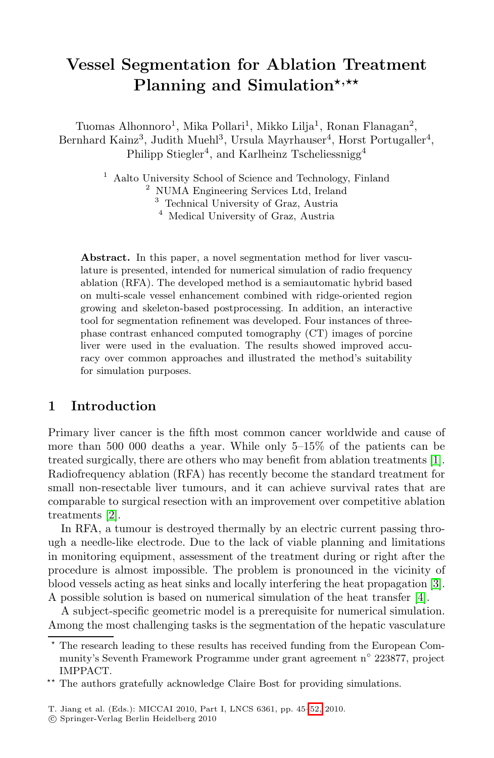# Vessel Segmentation for Ablation Treatment Planning and Simulation*,**

Tuomas Alhonnoro[1], Mika Pollari[1], Mikko Lilja[1], Ronan Flanagan[2], Bernhard Kainz[3], Judith Muehl[3], Ursula Mayrhauser[4], Horst Portugaller[4], Philipp Stiegler[4], and Karlheinz Tscheliessnigg[4]

[1] Aalto University School of Science and Technology, Finland
[2] NUMA Engineering Services Ltd, Ireland
[3] Technical University of Graz, Austria
[4] Medical University of Graz, Austria

**Abstract.** In this paper, a novel segmentation method for liver vasculature is presented, intended for numerical simulation of radio frequency ablation (RFA). The developed method is a semiautomatic hybrid based on multi-scale vessel enhancement combined with ridge-oriented region growing and skeleton-based postprocessing. In addition, an interactive tool for segmentation refinement was developed. Four instances of three-phase contrast enhanced computed tomography (CT) images of porcine liver were used in the evaluation. The results showed improved accuracy over common approaches and illustrated the method's suitability for simulation purposes.

## 1 Introduction

Primary liver cancer is the fifth most common cancer worldwide and cause of more than 500 000 deaths a year. While only 5–15% of the patients can be treated surgically, there are others who may benefit from ablation treatments [1]. Radiofrequency ablation (RFA) has recently become the standard treatment for small non-resectable liver tumours, and it can achieve survival rates that are comparable to surgical resection with an improvement over competitive ablation treatments [2].

In RFA, a tumour is destroyed thermally by an electric current passing through a needle-like electrode. Due to the lack of viable planning and limitations in monitoring equipment, assessment of the treatment during or right after the procedure is almost impossible. The problem is pronounced in the vicinity of blood vessels acting as heat sinks and locally interfering the heat propagation [3]. A possible solution is based on numerical simulation of the heat transfer [4].

A subject-specific geometric model is a prerequisite for numerical simulation. Among the most challenging tasks is the segmentation of the hepatic vasculature

* The research leading to these results has received funding from the European Community's Seventh Framework Programme under grant agreement n° 223877, project IMPPACT.

** The authors gratefully acknowledge Claire Bost for providing simulations.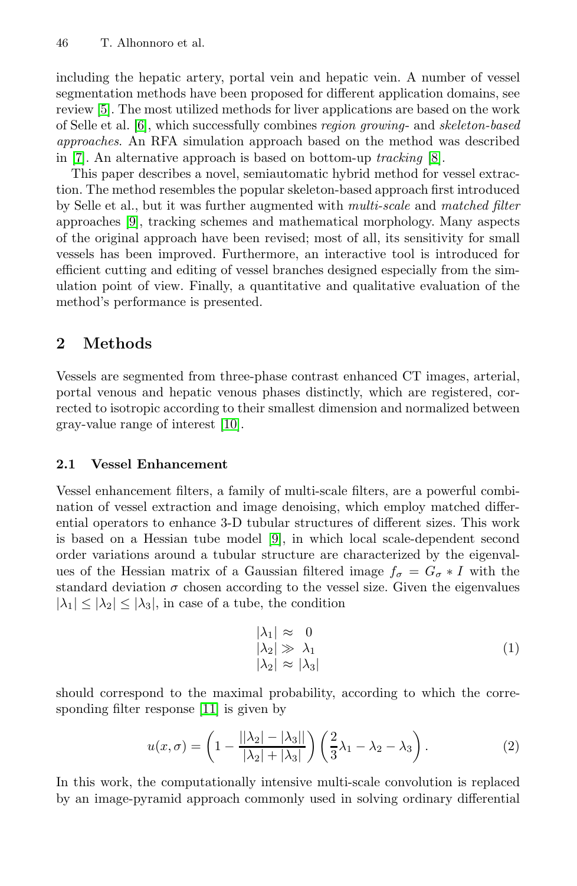including the hepatic artery, portal vein and hepatic vein. A number of vessel segmentation methods have been proposed for different application domains, see review [5]. The most utilized methods for liver applications are based on the work of Selle et al. [6], which successfully combines *region growing-* and *skeleton-based approaches*. An RFA simulation approach based on the method was described in [7]. An alternative approach is based on bottom-up *tracking* [8].

This paper describes a novel, semiautomatic hybrid method for vessel extraction. The method resembles the popular skeleton-based approach first introduced by Selle et al., but it was further augmented with *multi-scale* and *matched filter* approaches [9], tracking schemes and mathematical morphology. Many aspects of the original approach have been revised; most of all, its sensitivity for small vessels has been improved. Furthermore, an interactive tool is introduced for efficient cutting and editing of vessel branches designed especially from the simulation point of view. Finally, a quantitative and qualitative evaluation of the method's performance is presented.

## 2 Methods

Vessels are segmented from three-phase contrast enhanced CT images, arterial, portal venous and hepatic venous phases distinctly, which are registered, corrected to isotropic according to their smallest dimension and normalized between gray-value range of interest [10].

### 2.1 Vessel Enhancement

Vessel enhancement filters, a family of multi-scale filters, are a powerful combination of vessel extraction and image denoising, which employ matched differential operators to enhance 3-D tubular structures of different sizes. This work is based on a Hessian tube model [9], in which local scale-dependent second order variations around a tubular structure are characterized by the eigenvalues of the Hessian matrix of a Gaussian filtered image $f_\sigma = G_\sigma * I$ with the standard deviation $\sigma$ chosen according to the vessel size. Given the eigenvalues $|\lambda_1| \leq |\lambda_2| \leq |\lambda_3|$, in case of a tube, the condition

$$
\begin{aligned}
|\lambda_1| &\approx 0 \\
|\lambda_2| &\gg \lambda_1 \\
|\lambda_2| &\approx |\lambda_3|
\end{aligned}
\tag{1}
$$

should correspond to the maximal probability, according to which the corresponding filter response [11] is given by

$$
u(x, \sigma) = \left(1 - \frac{||\lambda_2| - |\lambda_3||}{|\lambda_2| + |\lambda_3|}\right)\left(\frac{2}{3}\lambda_1 - \lambda_2 - \lambda_3\right). \tag{2}
$$

In this work, the computationally intensive multi-scale convolution is replaced by an image-pyramid approach commonly used in solving ordinary differential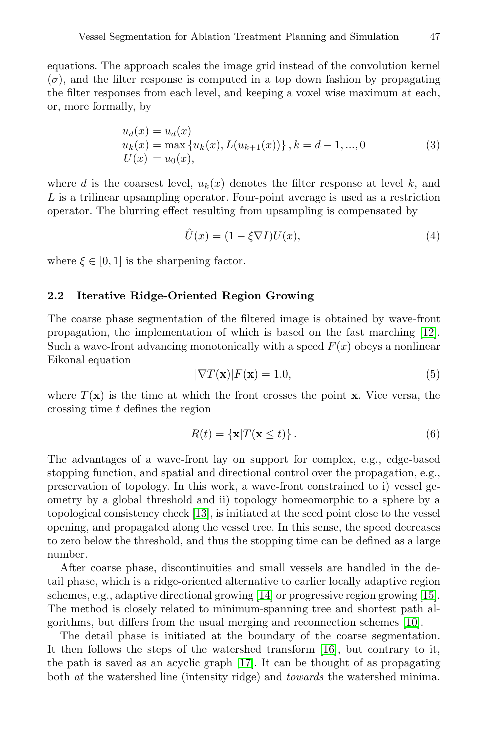equations. The approach scales the image grid instead of the convolution kernel ($\sigma$), and the filter response is computed in a top down fashion by propagating the filter responses from each level, and keeping a voxel wise maximum at each, or, more formally, by

$$
\begin{aligned}
u_d(x) &= u_d(x) \\
u_k(x) &= \max\left\{u_k(x), L(u_{k+1}(x))\right\}, k = d-1, ..., 0 \\
U(x) &= u_0(x),
\end{aligned}
\tag{3}
$$

where $d$ is the coarsest level, $u_k(x)$ denotes the filter response at level $k$, and $L$ is a trilinear upsampling operator. Four-point average is used as a restriction operator. The blurring effect resulting from upsampling is compensated by

$$
\hat{U}(x) = (1 - \xi \nabla I) U(x),
\tag{4}
$$

where $\xi \in [0, 1]$ is the sharpening factor.

### 2.2 Iterative Ridge-Oriented Region Growing

The coarse phase segmentation of the filtered image is obtained by wave-front propagation, the implementation of which is based on the fast marching [12]. Such a wave-front advancing monotonically with a speed $F(x)$ obeys a nonlinear Eikonal equation

$$
|\nabla T(\mathbf{x})| F(\mathbf{x}) = 1.0,
\tag{5}
$$

where $T(\mathbf{x})$ is the time at which the front crosses the point $\mathbf{x}$. Vice versa, the crossing time $t$ defines the region

$$
R(t) = \left\{\mathbf{x} | T(\mathbf{x} \leq t)\right\}.
\tag{6}
$$

The advantages of a wave-front lay on support for complex, e.g., edge-based stopping function, and spatial and directional control over the propagation, e.g., preservation of topology. In this work, a wave-front constrained to i) vessel geometry by a global threshold and ii) topology homeomorphic to a sphere by a topological consistency check [13], is initiated at the seed point close to the vessel opening, and propagated along the vessel tree. In this sense, the speed decreases to zero below the threshold, and thus the stopping time can be defined as a large number.

After coarse phase, discontinuities and small vessels are handled in the detail phase, which is a ridge-oriented alternative to earlier locally adaptive region schemes, e.g., adaptive directional growing [14] or progressive region growing [15]. The method is closely related to minimum-spanning tree and shortest path algorithms, but differs from the usual merging and reconnection schemes [10].

The detail phase is initiated at the boundary of the coarse segmentation. It then follows the steps of the watershed transform [16], but contrary to it, the path is saved as an acyclic graph [17]. It can be thought of as propagating both *at* the watershed line (intensity ridge) and *towards* the watershed minima.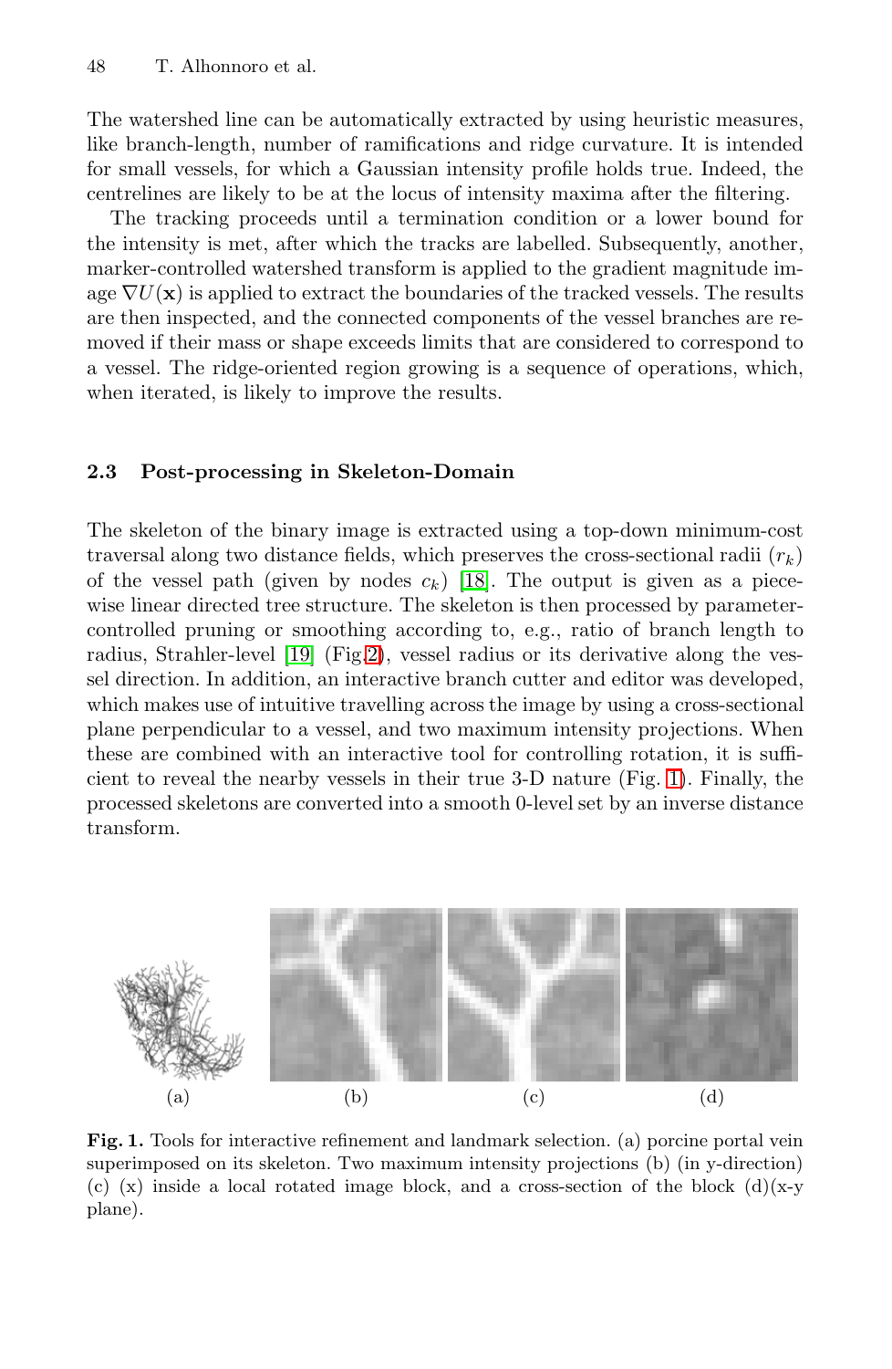The watershed line can be automatically extracted by using heuristic measures, like branch-length, number of ramifications and ridge curvature. It is intended for small vessels, for which a Gaussian intensity profile holds true. Indeed, the centrelines are likely to be at the locus of intensity maxima after the filtering.

The tracking proceeds until a termination condition or a lower bound for the intensity is met, after which the tracks are labelled. Subsequently, another, marker-controlled watershed transform is applied to the gradient magnitude image $\nabla U(\mathbf{x})$ is applied to extract the boundaries of the tracked vessels. The results are then inspected, and the connected components of the vessel branches are removed if their mass or shape exceeds limits that are considered to correspond to a vessel. The ridge-oriented region growing is a sequence of operations, which, when iterated, is likely to improve the results.

### 2.3 Post-processing in Skeleton-Domain

The skeleton of the binary image is extracted using a top-down minimum-cost traversal along two distance fields, which preserves the cross-sectional radii ($r_k$) of the vessel path (given by nodes $c_k$) [18]. The output is given as a piecewise linear directed tree structure. The skeleton is then processed by parameter-controlled pruning or smoothing according to, e.g., ratio of branch length to radius, Strahler-level [19] (Fig.2), vessel radius or its derivative along the vessel direction. In addition, an interactive branch cutter and editor was developed, which makes use of intuitive travelling across the image by using a cross-sectional plane perpendicular to a vessel, and two maximum intensity projections. When these are combined with an interactive tool for controlling rotation, it is sufficient to reveal the nearby vessels in their true 3-D nature (Fig. 1). Finally, the processed skeletons are converted into a smooth 0-level set by an inverse distance transform.

(a) (b) (c) (d)

**Fig. 1.** Tools for interactive refinement and landmark selection. (a) porcine portal vein superimposed on its skeleton. Two maximum intensity projections (b) (in y-direction) (c) (x) inside a local rotated image block, and a cross-section of the block (d)(x-y plane).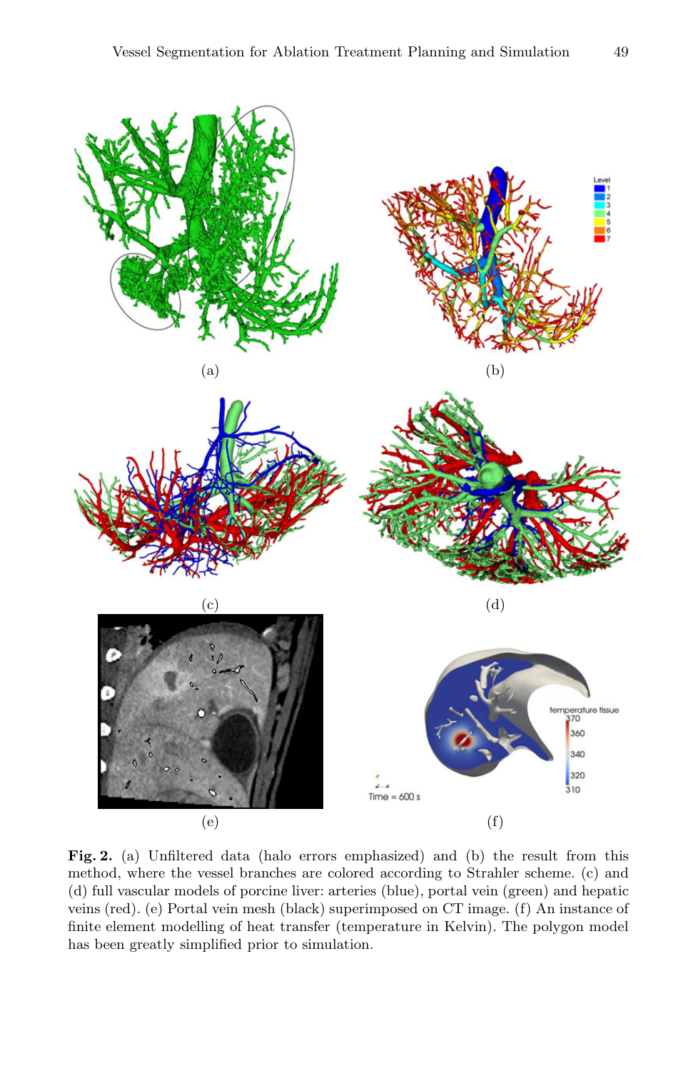(a)

(b)

(c)

(d)

(e)

(f)

**Fig. 2.** (a) Unfiltered data (halo errors emphasized) and (b) the result from this method, where the vessel branches are colored according to Strahler scheme. (c) and (d) full vascular models of porcine liver: arteries (blue), portal vein (green) and hepatic veins (red). (e) Portal vein mesh (black) superimposed on CT image. (f) An instance of finite element modelling of heat transfer (temperature in Kelvin). The polygon model has been greatly simplified prior to simulation.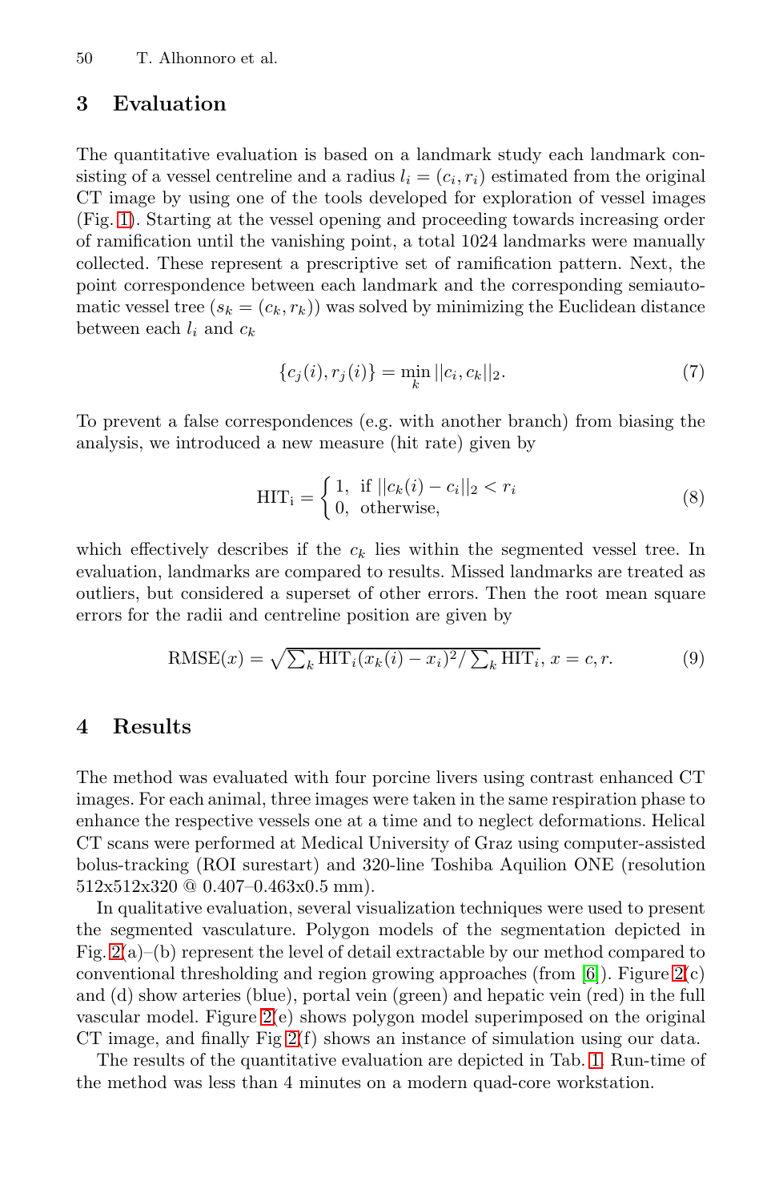## 3 Evaluation

The quantitative evaluation is based on a landmark study each landmark consisting of a vessel centreline and a radius $l_i = (c_i, r_i)$ estimated from the original CT image by using one of the tools developed for exploration of vessel images (Fig. 1). Starting at the vessel opening and proceeding towards increasing order of ramification until the vanishing point, a total 1024 landmarks were manually collected. These represent a prescriptive set of ramification pattern. Next, the point correspondence between each landmark and the corresponding semiautomatic vessel tree ($s_k = (c_k, r_k)$) was solved by minimizing the Euclidean distance between each $l_i$ and $c_k$

$$\{c_j(i), r_j(i)\} = \min_k ||c_i, c_k||_2. \tag{7}$$

To prevent a false correspondences (e.g. with another branch) from biasing the analysis, we introduced a new measure (hit rate) given by

$$\mathrm{HIT_i} = \begin{cases} 1, & \text{if } ||c_k(i) - c_i||_2 < r_i \\ 0, & \text{otherwise}, \end{cases} \tag{8}$$

which effectively describes if the $c_k$ lies within the segmented vessel tree. In evaluation, landmarks are compared to results. Missed landmarks are treated as outliers, but considered a superset of other errors. Then the root mean square errors for the radii and centreline position are given by

$$\mathrm{RMSE}(x) = \sqrt{\sum_k \mathrm{HIT}_i (x_k(i) - x_i)^2 / \sum_k \mathrm{HIT}_i},\ x = c, r. \tag{9}$$

## 4 Results

The method was evaluated with four porcine livers using contrast enhanced CT images. For each animal, three images were taken in the same respiration phase to enhance the respective vessels one at a time and to neglect deformations. Helical CT scans were performed at Medical University of Graz using computer-assisted bolus-tracking (ROI surestart) and 320-line Toshiba Aquilion ONE (resolution 512x512x320 @ 0.407–0.463x0.5 mm).

In qualitative evaluation, several visualization techniques were used to present the segmented vasculature. Polygon models of the segmentation depicted in Fig. 2(a)–(b) represent the level of detail extractable by our method compared to conventional thresholding and region growing approaches (from [6]). Figure 2(c) and (d) show arteries (blue), portal vein (green) and hepatic vein (red) in the full vascular model. Figure 2(e) shows polygon model superimposed on the original CT image, and finally Fig 2(f) shows an instance of simulation using our data.

The results of the quantitative evaluation are depicted in Tab. 1. Run-time of the method was less than 4 minutes on a modern quad-core workstation.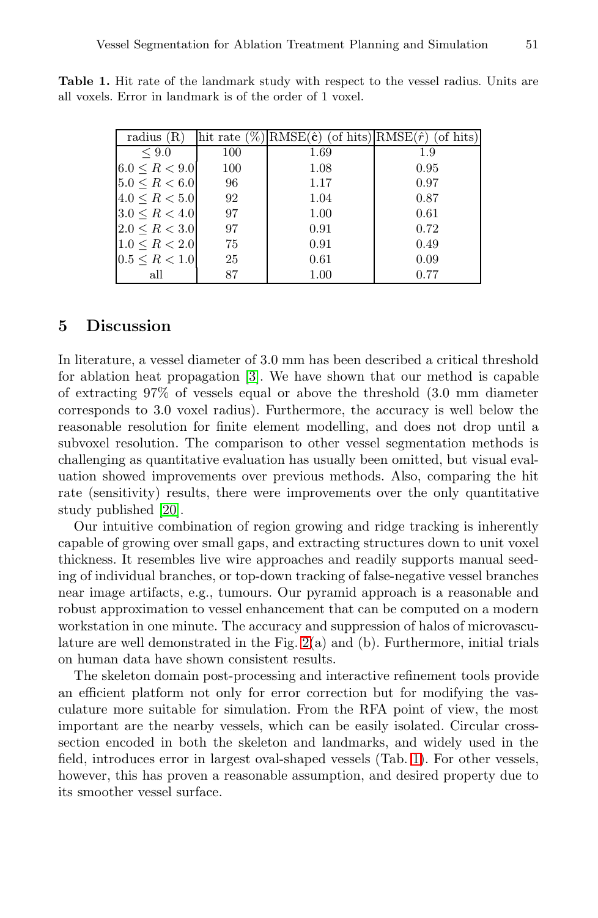**Table 1.** Hit rate of the landmark study with respect to the vessel radius. Units are all voxels. Error in landmark is of the order of 1 voxel.

| radius (R) | hit rate (%) | RMSE($\hat{\mathbf{c}}$) (of hits) | RMSE($\hat{r}$) (of hits) |
|---|---|---|---|
| $\leq 9.0$ | 100 | 1.69 | 1.9 |
| $6.0 \leq R < 9.0$ | 100 | 1.08 | 0.95 |
| $5.0 \leq R < 6.0$ | 96 | 1.17 | 0.97 |
| $4.0 \leq R < 5.0$ | 92 | 1.04 | 0.87 |
| $3.0 \leq R < 4.0$ | 97 | 1.00 | 0.61 |
| $2.0 \leq R < 3.0$ | 97 | 0.91 | 0.72 |
| $1.0 \leq R < 2.0$ | 75 | 0.91 | 0.49 |
| $0.5 \leq R < 1.0$ | 25 | 0.61 | 0.09 |
| all | 87 | 1.00 | 0.77 |

## 5 Discussion

In literature, a vessel diameter of 3.0 mm has been described a critical threshold for ablation heat propagation [3]. We have shown that our method is capable of extracting 97% of vessels equal or above the threshold (3.0 mm diameter corresponds to 3.0 voxel radius). Furthermore, the accuracy is well below the reasonable resolution for finite element modelling, and does not drop until a subvoxel resolution. The comparison to other vessel segmentation methods is challenging as quantitative evaluation has usually been omitted, but visual evaluation showed improvements over previous methods. Also, comparing the hit rate (sensitivity) results, there were improvements over the only quantitative study published [20].

Our intuitive combination of region growing and ridge tracking is inherently capable of growing over small gaps, and extracting structures down to unit voxel thickness. It resembles live wire approaches and readily supports manual seeding of individual branches, or top-down tracking of false-negative vessel branches near image artifacts, e.g., tumours. Our pyramid approach is a reasonable and robust approximation to vessel enhancement that can be computed on a modern workstation in one minute. The accuracy and suppression of halos of microvasculature are well demonstrated in the Fig. 2(a) and (b). Furthermore, initial trials on human data have shown consistent results.

The skeleton domain post-processing and interactive refinement tools provide an efficient platform not only for error correction but for modifying the vasculature more suitable for simulation. From the RFA point of view, the most important are the nearby vessels, which can be easily isolated. Circular cross-section encoded in both the skeleton and landmarks, and widely used in the field, introduces error in largest oval-shaped vessels (Tab. 1). For other vessels, however, this has proven a reasonable assumption, and desired property due to its smoother vessel surface.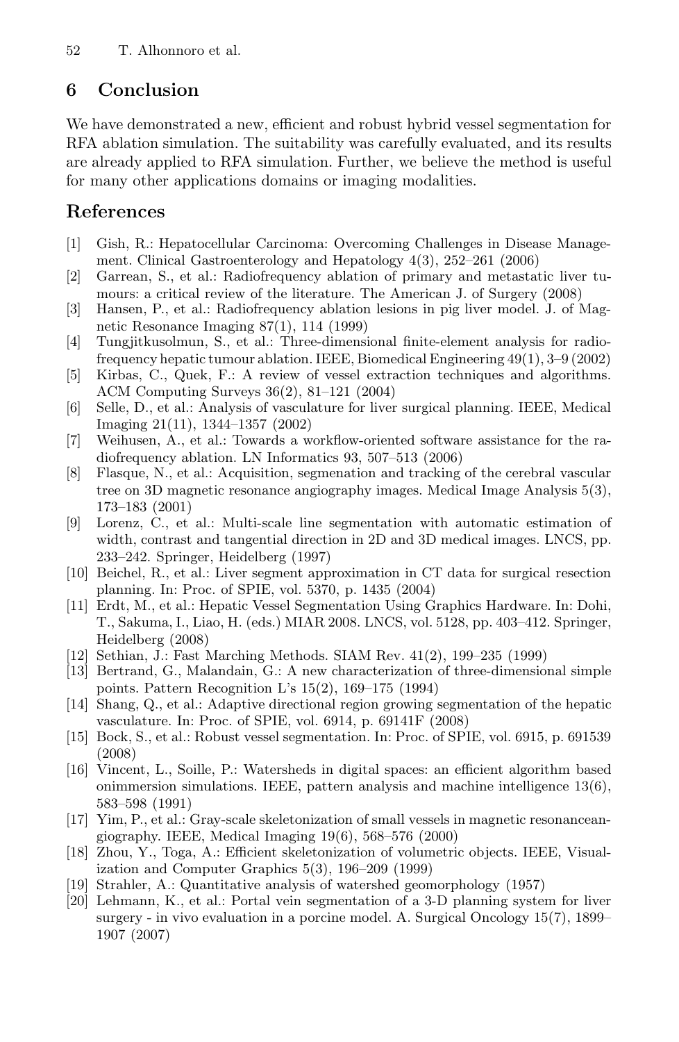## 6 Conclusion

We have demonstrated a new, efficient and robust hybrid vessel segmentation for RFA ablation simulation. The suitability was carefully evaluated, and its results are already applied to RFA simulation. Further, we believe the method is useful for many other applications domains or imaging modalities.

## References

[1] Gish, R.: Hepatocellular Carcinoma: Overcoming Challenges in Disease Management. Clinical Gastroenterology and Hepatology 4(3), 252–261 (2006)

[2] Garrean, S., et al.: Radiofrequency ablation of primary and metastatic liver tumours: a critical review of the literature. The American J. of Surgery (2008)

[3] Hansen, P., et al.: Radiofrequency ablation lesions in pig liver model. J. of Magnetic Resonance Imaging 87(1), 114 (1999)

[4] Tungjitkusolmun, S., et al.: Three-dimensional finite-element analysis for radiofrequency hepatic tumour ablation. IEEE, Biomedical Engineering 49(1), 3–9 (2002)

[5] Kirbas, C., Quek, F.: A review of vessel extraction techniques and algorithms. ACM Computing Surveys 36(2), 81–121 (2004)

[6] Selle, D., et al.: Analysis of vasculature for liver surgical planning. IEEE, Medical Imaging 21(11), 1344–1357 (2002)

[7] Weihusen, A., et al.: Towards a workflow-oriented software assistance for the radiofrequency ablation. LN Informatics 93, 507–513 (2006)

[8] Flasque, N., et al.: Acquisition, segmenation and tracking of the cerebral vascular tree on 3D magnetic resonance angiography images. Medical Image Analysis 5(3), 173–183 (2001)

[9] Lorenz, C., et al.: Multi-scale line segmentation with automatic estimation of width, contrast and tangential direction in 2D and 3D medical images. LNCS, pp. 233–242. Springer, Heidelberg (1997)

[10] Beichel, R., et al.: Liver segment approximation in CT data for surgical resection planning. In: Proc. of SPIE, vol. 5370, p. 1435 (2004)

[11] Erdt, M., et al.: Hepatic Vessel Segmentation Using Graphics Hardware. In: Dohi, T., Sakuma, I., Liao, H. (eds.) MIAR 2008. LNCS, vol. 5128, pp. 403–412. Springer, Heidelberg (2008)

[12] Sethian, J.: Fast Marching Methods. SIAM Rev. 41(2), 199–235 (1999)

[13] Bertrand, G., Malandain, G.: A new characterization of three-dimensional simple points. Pattern Recognition L's 15(2), 169–175 (1994)

[14] Shang, Q., et al.: Adaptive directional region growing segmentation of the hepatic vasculature. In: Proc. of SPIE, vol. 6914, p. 69141F (2008)

[15] Bock, S., et al.: Robust vessel segmentation. In: Proc. of SPIE, vol. 6915, p. 691539 (2008)

[16] Vincent, L., Soille, P.: Watersheds in digital spaces: an efficient algorithm based onimmersion simulations. IEEE, pattern analysis and machine intelligence 13(6), 583–598 (1991)

[17] Yim, P., et al.: Gray-scale skeletonization of small vessels in magnetic resonanceangiography. IEEE, Medical Imaging 19(6), 568–576 (2000)

[18] Zhou, Y., Toga, A.: Efficient skeletonization of volumetric objects. IEEE, Visualization and Computer Graphics 5(3), 196–209 (1999)

[19] Strahler, A.: Quantitative analysis of watershed geomorphology (1957)

[20] Lehmann, K., et al.: Portal vein segmentation of a 3-D planning system for liver surgery - in vivo evaluation in a porcine model. A. Surgical Oncology 15(7), 1899–1907 (2007)